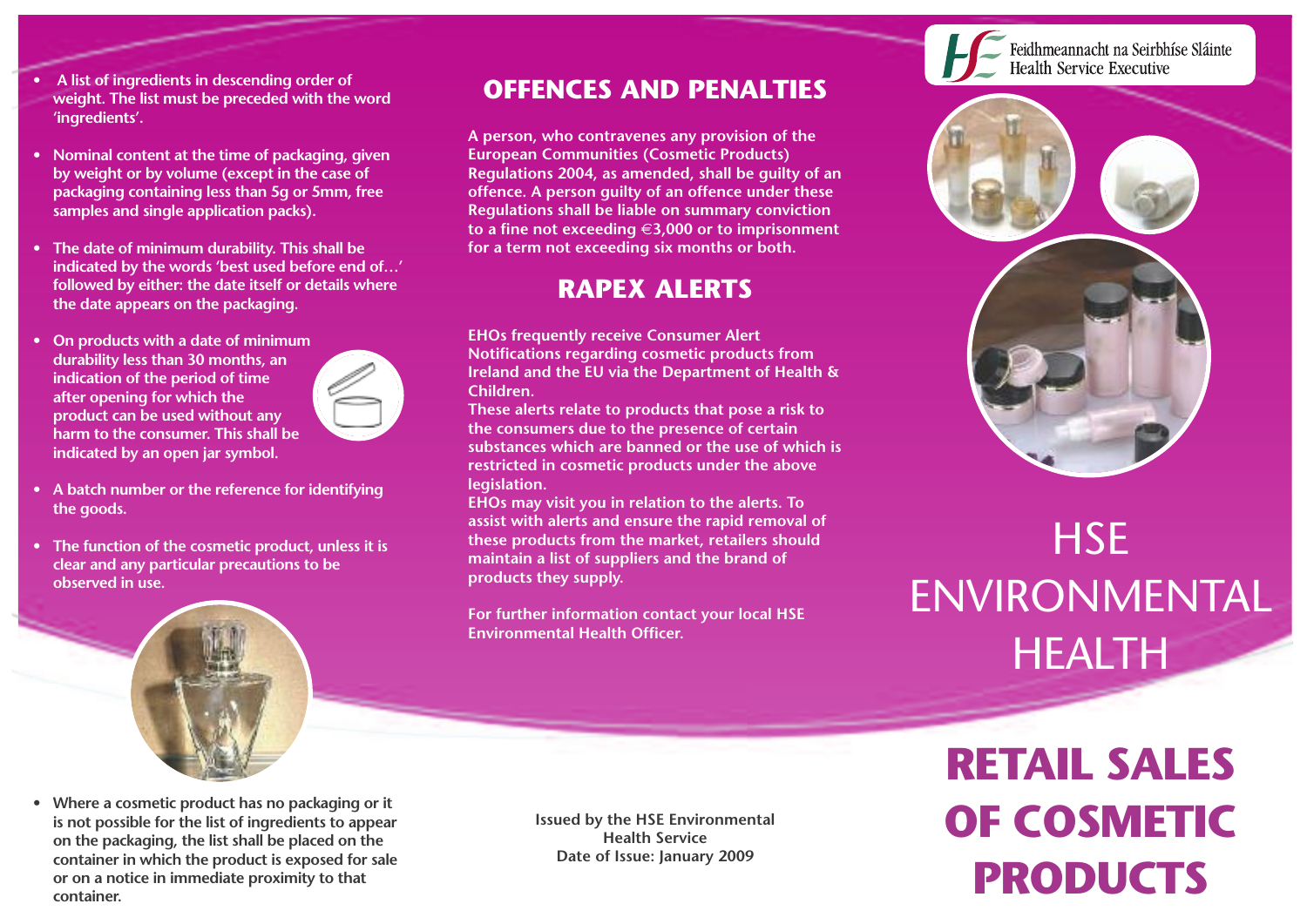- A list of ingredients in descending order of weight. The list must be preceded with the word 'ingredients'.
- Nominal content at the time of packaging, given by weight or by volume (except in the case of packaging containing less than 5g or 5mm, free samples and single application packs).
- The date of minimum durability. This shall be indicated by the words 'best used before end of…' followed by either: the date itself or details where the date appears on the packaging.
- On products with a date of minimum durability less than 30 months, an indication of the period of time after opening for which the product can be used without any harm to the consumer. This shall be indicated by an open jar symbol.
- A batch number or the reference for identifying the goods.
- The function of the cosmetic product, unless it is clear and any particular precautions to be observed in use.
- Where a cosmetic product has no packaging or it is not possible for the list of ingredients to appear on the packaging, the list shall be placed on the container in which the product is exposed for sale or on a notice in immediate proximity to that container.

## OFFENCES AND PENALTIES

A person, who contravenes any provision of the European Communities (Cosmetic Products) Regulations 2004, as amended, shall be guilty of an offence. A person guilty of an offence under these Regulations shall be liable on summary conviction to a fine not exceeding €3,000 or to imprisonment for a term not exceeding six months or both.

## RAPEX ALERTS

EHOs frequently receive Consumer Alert Notifications regarding cosmetic products from Ireland and the EU via the Department of Health & Children.

These alerts relate to products that pose a risk to the consumers due to the presence of certain substances which are banned or the use of which is restricted in cosmetic products under the above legislation.

EHOs may visit you in relation to the alerts. To assist with alerts and ensure the rapid removal of these products from the market, retailers should maintain a list of suppliers and the brand of products they supply.

For further information contact your local HSE Environmental Health Officer.

Issued by the HSE Environmental Health Service
Date of Issue: January 2009

Feidhmeannacht na Seirbhíse Sláinte
Health Service Executive

# HSE ENVIRONMENTAL HEALTH

# RETAIL SALES OF COSMETIC PRODUCTS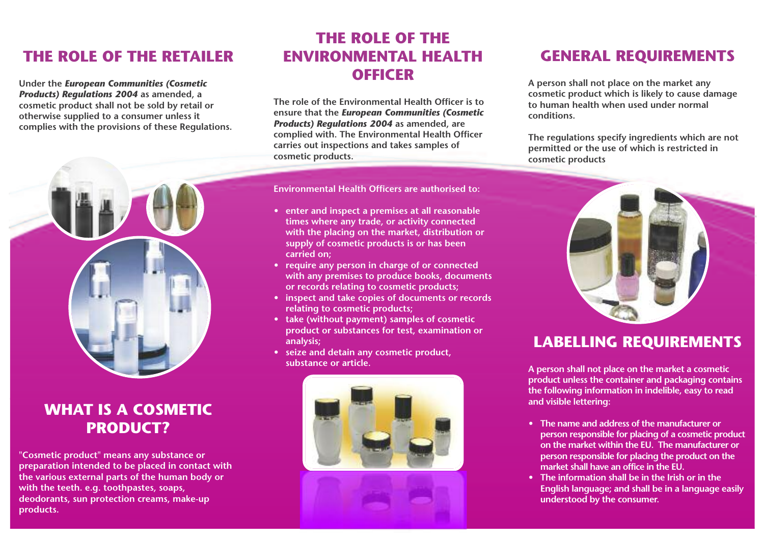## THE ROLE OF THE RETAILER

Under the ***European Communities (Cosmetic Products) Regulations 2004*** as amended, a cosmetic product shall not be sold by retail or otherwise supplied to a consumer unless it complies with the provisions of these Regulations.

## WHAT IS A COSMETIC PRODUCT?

"Cosmetic product" means any substance or preparation intended to be placed in contact with the various external parts of the human body or with the teeth. e.g. toothpastes, soaps, deodorants, sun protection creams, make-up products.

## THE ROLE OF THE ENVIRONMENTAL HEALTH OFFICER

The role of the Environmental Health Officer is to ensure that the ***European Communities (Cosmetic Products) Regulations 2004*** as amended, are complied with. The Environmental Health Officer carries out inspections and takes samples of cosmetic products.

Environmental Health Officers are authorised to:

- enter and inspect a premises at all reasonable times where any trade, or activity connected with the placing on the market, distribution or supply of cosmetic products is or has been carried on;
- require any person in charge of or connected with any premises to produce books, documents or records relating to cosmetic products;
- inspect and take copies of documents or records relating to cosmetic products;
- take (without payment) samples of cosmetic product or substances for test, examination or analysis;
- seize and detain any cosmetic product, substance or article.

## GENERAL REQUIREMENTS

A person shall not place on the market any cosmetic product which is likely to cause damage to human health when used under normal conditions.

The regulations specify ingredients which are not permitted or the use of which is restricted in cosmetic products

## LABELLING REQUIREMENTS

A person shall not place on the market a cosmetic product unless the container and packaging contains the following information in indelible, easy to read and visible lettering:

- The name and address of the manufacturer or person responsible for placing of a cosmetic product on the market within the EU. The manufacturer or person responsible for placing the product on the market shall have an office in the EU.
- The information shall be in the Irish or in the English language; and shall be in a language easily understood by the consumer.